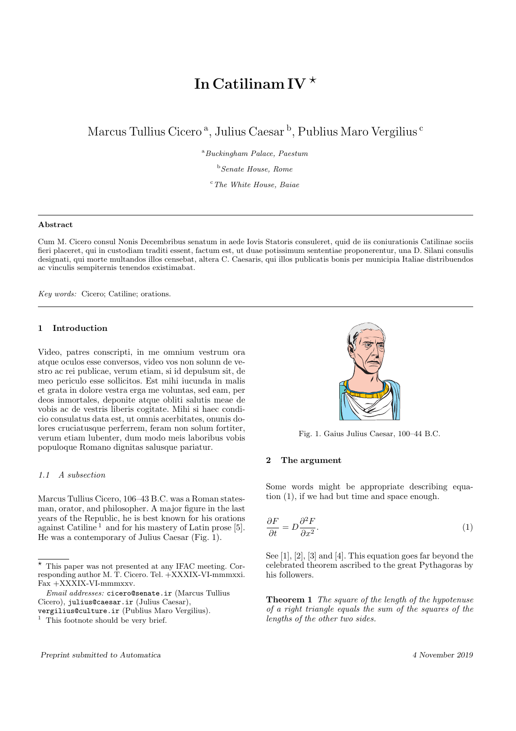# In Catilinam IV [★]

Marcus Tullius Cicero [a], Julius Caesar [b], Publius Maro Vergilius [c]

[a] *Buckingham Palace, Paestum*

[b] *Senate House, Rome*

[c] *The White House, Baiae*

---

**Abstract**

Cum M. Cicero consul Nonis Decembribus senatum in aede Iovis Statoris consuleret, quid de iis coniurationis Catilinae sociis fieri placeret, qui in custodiam traditi essent, factum est, ut duae potissimum sententiae proponerentur, una D. Silani consulis designati, qui morte multandos illos censebat, altera C. Caesaris, qui illos publicatis bonis per municipia Italiae distribuendos ac vinculis sempiternis tenendos existimabat.

*Key words:* Cicero; Catiline; orations.

---

## 1 Introduction

Video, patres conscripti, in me omnium vestrum ora atque oculos esse conversos, video vos non solunn de vestro ac rei publicae, verum etiam, si id depulsum sit, de meo periculo esse sollicitos. Est mihi iucunda in malis et grata in dolore vestra erga me voluntas, sed eam, per deos inmortales, deponite atque obliti salutis meae de vobis ac de vestris liberis cogitate. Mihi si haec condicio consulatus data est, ut omnis acerbitates, onunis dolores cruciatusque perferrem, feram non solum fortiter, verum etiam lubenter, dum modo meis laboribus vobis populoque Romano dignitas salusque pariatur.

### *1.1 A subsection*

Marcus Tullius Cicero, 106–43 B.C. was a Roman statesman, orator, and philosopher. A major figure in the last years of the Republic, he is best known for his orations against Catiline [1] and for his mastery of Latin prose [5]. He was a contemporary of Julius Caesar (Fig. 1).

Fig. 1. Gaius Julius Caesar, 100–44 B.C.

## 2 The argument

Some words might be appropriate describing equation (1), if we had but time and space enough.

$$\frac{\partial F}{\partial t} = D\frac{\partial^2 F}{\partial x^2}. \tag{1}$$

See [1], [2], [3] and [4]. This equation goes far beyond the celebrated theorem ascribed to the great Pythagoras by his followers.

**Theorem 1** *The square of the length of the hypotenuse of a right triangle equals the sum of the squares of the lengths of the other two sides.*

---

[★] This paper was not presented at any IFAC meeting. Corresponding author M. T. Cicero. Tel. +XXXIX-VI-mmmxxi. Fax +XXXIX-VI-mmmxxv.

*Email addresses:* `cicero@senate.ir` (Marcus Tullius Cicero), `julius@caesar.ir` (Julius Caesar), `vergilius@culture.ir` (Publius Maro Vergilius).

[1] This footnote should be very brief.

*Preprint submitted to Automatica* 4 November 2019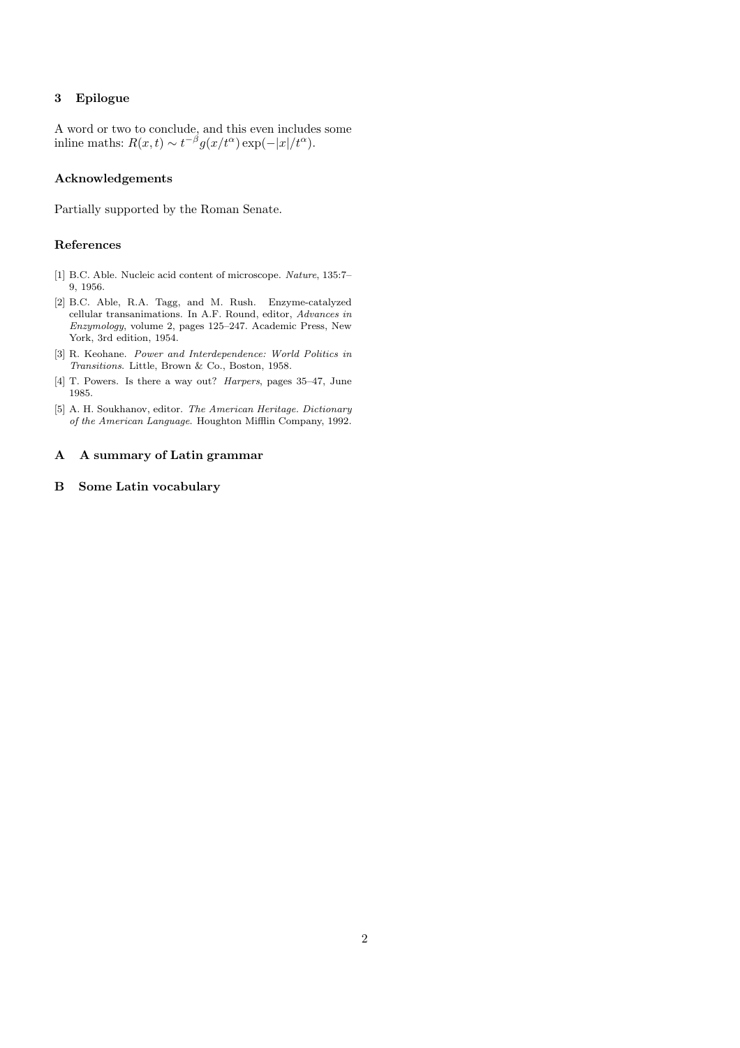## 3 Epilogue

A word or two to conclude, and this even includes some inline maths: $R(x,t) \sim t^{-\beta} g(x/t^{\alpha}) \exp(-|x|/t^{\alpha})$.

### Acknowledgements

Partially supported by the Roman Senate.

### References

[1] B.C. Able. Nucleic acid content of microscope. *Nature*, 135:7–9, 1956.

[2] B.C. Able, R.A. Tagg, and M. Rush. Enzyme-catalyzed cellular transanimations. In A.F. Round, editor, *Advances in Enzymology*, volume 2, pages 125–247. Academic Press, New York, 3rd edition, 1954.

[3] R. Keohane. *Power and Interdependence: World Politics in Transitions*. Little, Brown & Co., Boston, 1958.

[4] T. Powers. Is there a way out? *Harpers*, pages 35–47, June 1985.

[5] A. H. Soukhanov, editor. *The American Heritage. Dictionary of the American Language*. Houghton Mifflin Company, 1992.

## A A summary of Latin grammar

## B Some Latin vocabulary